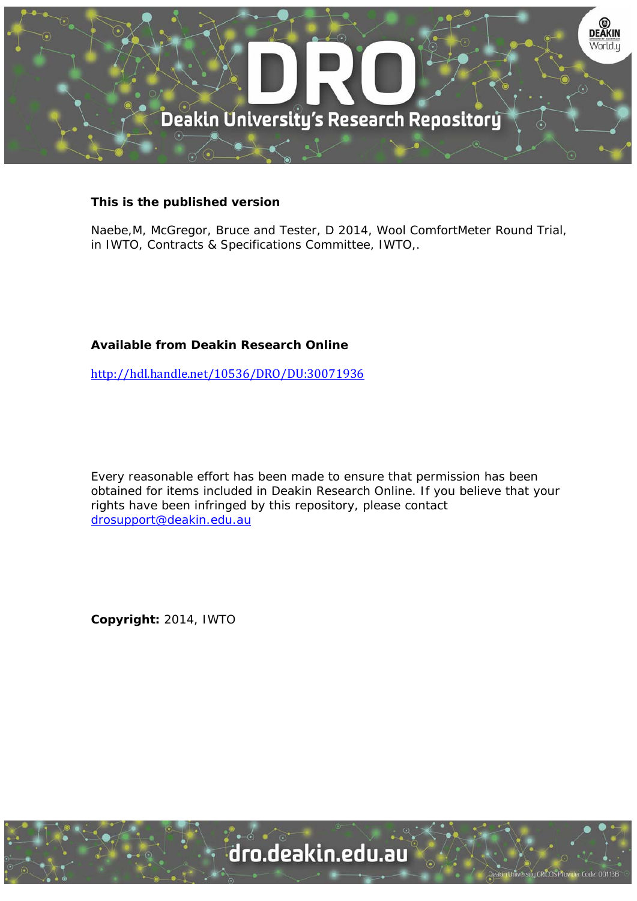**This is the published version**

Naebe,M, McGregor, Bruce and Tester, D 2014, Wool ComfortMeter Round Trial, in IWTO, Contracts & Specifications Committee, IWTO,.

**Available from Deakin Research Online**

http://hdl.handle.net/10536/DRO/DU:30071936

Every reasonable effort has been made to ensure that permission has been obtained for items included in Deakin Research Online. If you believe that your rights have been infringed by this repository, please contact drosupport@deakin.edu.au

**Copyright:** 2014, IWTO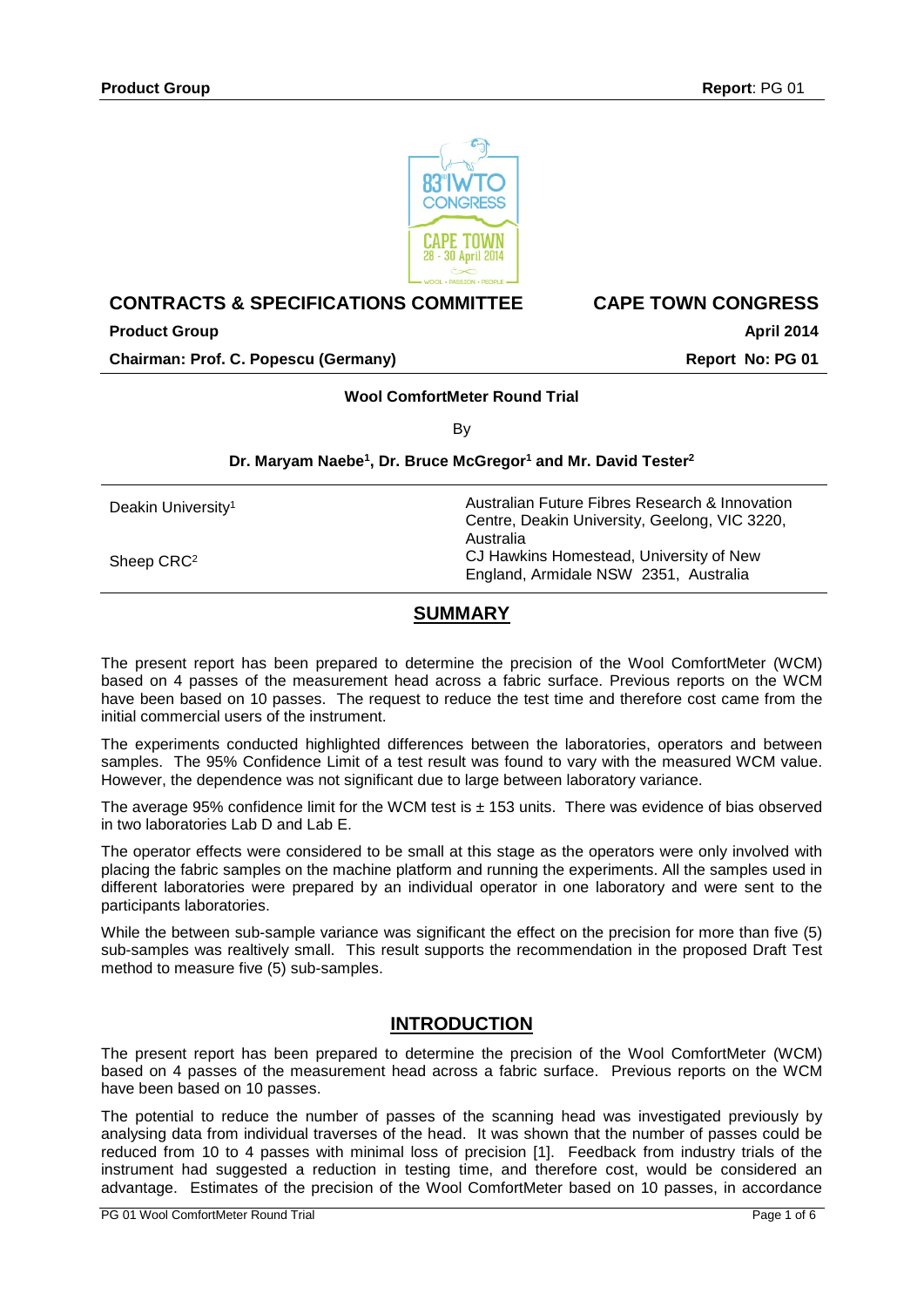**CONTRACTS & SPECIFICATIONS COMMITTEE** **CAPE TOWN CONGRESS**

**Product Group** **April 2014**

**Chairman: Prof. C. Popescu (Germany)** **Report No: PG 01**

**Wool ComfortMeter Round Trial**

By

**Dr. Maryam Naebe[1], Dr. Bruce McGregor[1] and Mr. David Tester[2]**

| | |
|---|---|
| Deakin University[1] | Australian Future Fibres Research & Innovation Centre, Deakin University, Geelong, VIC 3220, Australia |
| Sheep CRC[2] | CJ Hawkins Homestead, University of New England, Armidale NSW 2351, Australia |

## SUMMARY

The present report has been prepared to determine the precision of the Wool ComfortMeter (WCM) based on 4 passes of the measurement head across a fabric surface. Previous reports on the WCM have been based on 10 passes. The request to reduce the test time and therefore cost came from the initial commercial users of the instrument.

The experiments conducted highlighted differences between the laboratories, operators and between samples. The 95% Confidence Limit of a test result was found to vary with the measured WCM value. However, the dependence was not significant due to large between laboratory variance.

The average 95% confidence limit for the WCM test is ± 153 units. There was evidence of bias observed in two laboratories Lab D and Lab E.

The operator effects were considered to be small at this stage as the operators were only involved with placing the fabric samples on the machine platform and running the experiments. All the samples used in different laboratories were prepared by an individual operator in one laboratory and were sent to the participants laboratories.

While the between sub-sample variance was significant the effect on the precision for more than five (5) sub-samples was realtively small. This result supports the recommendation in the proposed Draft Test method to measure five (5) sub-samples.

## INTRODUCTION

The present report has been prepared to determine the precision of the Wool ComfortMeter (WCM) based on 4 passes of the measurement head across a fabric surface. Previous reports on the WCM have been based on 10 passes.

The potential to reduce the number of passes of the scanning head was investigated previously by analysing data from individual traverses of the head. It was shown that the number of passes could be reduced from 10 to 4 passes with minimal loss of precision [1]. Feedback from industry trials of the instrument had suggested a reduction in testing time, and therefore cost, would be considered an advantage. Estimates of the precision of the Wool ComfortMeter based on 10 passes, in accordance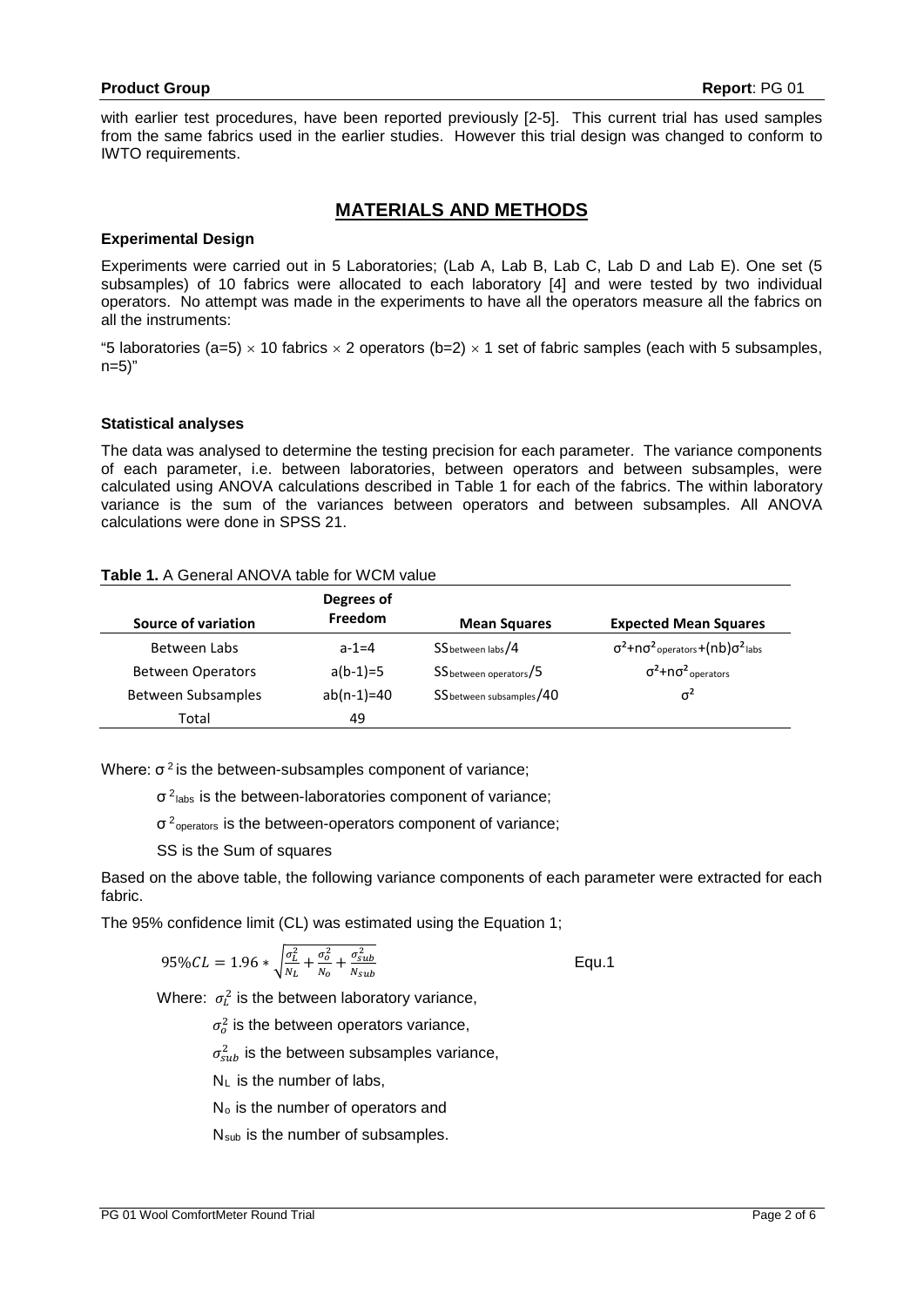with earlier test procedures, have been reported previously [2-5]. This current trial has used samples from the same fabrics used in the earlier studies. However this trial design was changed to conform to IWTO requirements.

## MATERIALS AND METHODS

### Experimental Design

Experiments were carried out in 5 Laboratories; (Lab A, Lab B, Lab C, Lab D and Lab E). One set (5 subsamples) of 10 fabrics were allocated to each laboratory [4] and were tested by two individual operators. No attempt was made in the experiments to have all the operators measure all the fabrics on all the instruments:

"5 laboratories (a=5) × 10 fabrics × 2 operators (b=2) × 1 set of fabric samples (each with 5 subsamples, n=5)"

### Statistical analyses

The data was analysed to determine the testing precision for each parameter. The variance components of each parameter, i.e. between laboratories, between operators and between subsamples, were calculated using ANOVA calculations described in Table 1 for each of the fabrics. The within laboratory variance is the sum of the variances between operators and between subsamples. All ANOVA calculations were done in SPSS 21.

**Table 1.** A General ANOVA table for WCM value

| Source of variation | Degrees of Freedom | Mean Squares | Expected Mean Squares |
|---|---|---|---|
| Between Labs | a-1=4 | $SS_{between\ labs}/4$ | $\sigma^2 + n\sigma^2_{operators} + (nb)\sigma^2_{labs}$ |
| Between Operators | a(b-1)=5 | $SS_{between\ operators}/5$ | $\sigma^2 + n\sigma^2_{operators}$ |
| Between Subsamples | ab(n-1)=40 | $SS_{between\ subsamples}/40$ | $\sigma^2$ |
| Total | 49 | | |

Where: $\sigma^2$ is the between-subsamples component of variance;

$\sigma^2_{labs}$ is the between-laboratories component of variance;

$\sigma^2_{operators}$ is the between-operators component of variance;

SS is the Sum of squares

Based on the above table, the following variance components of each parameter were extracted for each fabric.

The 95% confidence limit (CL) was estimated using the Equation 1;

$$95\%CL = 1.96 * \sqrt{\frac{\sigma_L^2}{N_L} + \frac{\sigma_o^2}{N_o} + \frac{\sigma_{sub}^2}{N_{sub}}} \quad \text{Equ.1}$$

Where: $\sigma_L^2$ is the between laboratory variance,

$\sigma_o^2$ is the between operators variance,

$\sigma_{sub}^2$ is the between subsamples variance,

$N_L$ is the number of labs,

$N_o$ is the number of operators and

$N_{sub}$ is the number of subsamples.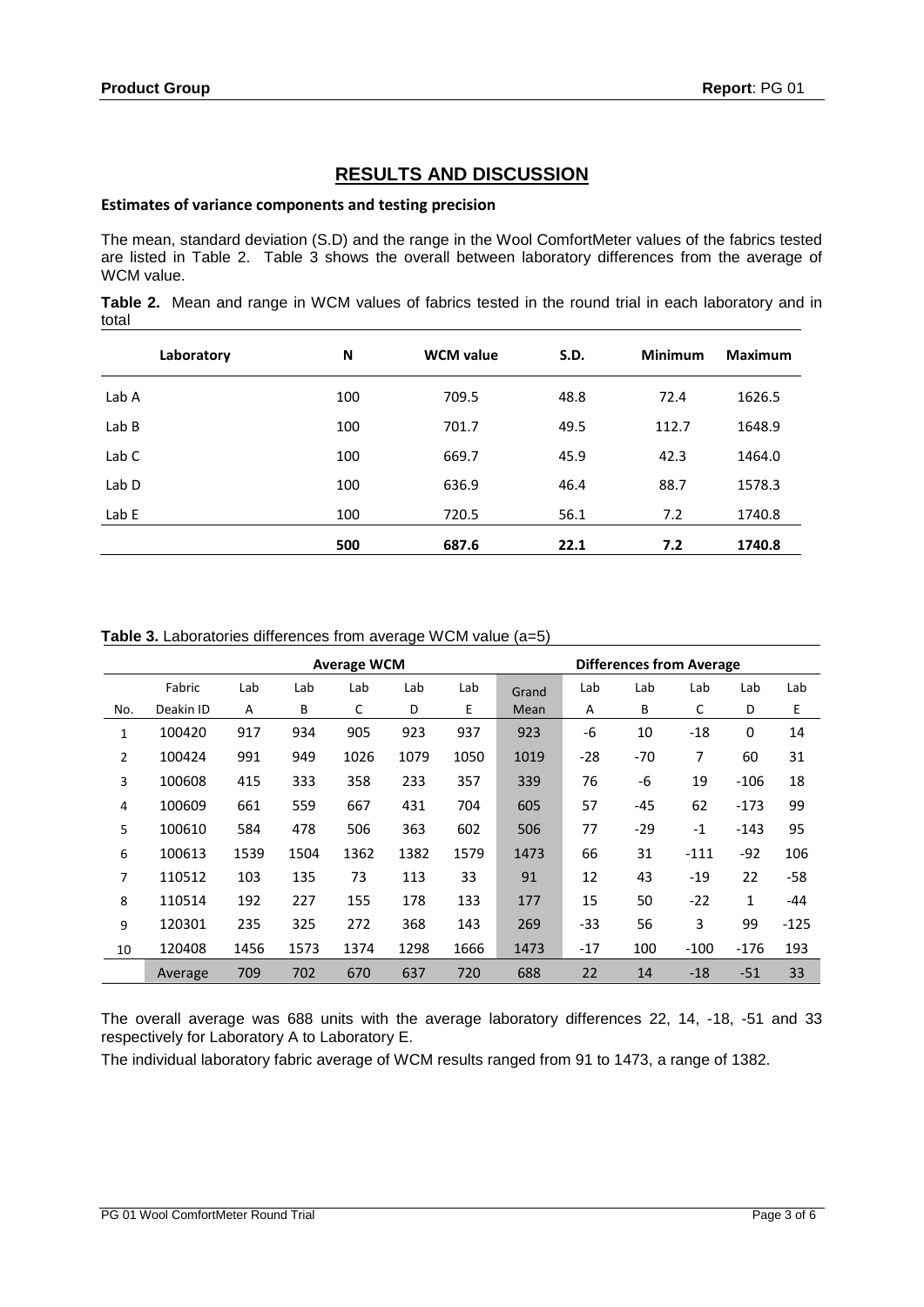# RESULTS AND DISCUSSION

### Estimates of variance components and testing precision

The mean, standard deviation (S.D) and the range in the Wool ComfortMeter values of the fabrics tested are listed in Table 2. Table 3 shows the overall between laboratory differences from the average of WCM value.

**Table 2.** Mean and range in WCM values of fabrics tested in the round trial in each laboratory and in total

| Laboratory | N | WCM value | S.D. | Minimum | Maximum |
|---|---|---|---|---|---|
| Lab A | 100 | 709.5 | 48.8 | 72.4 | 1626.5 |
| Lab B | 100 | 701.7 | 49.5 | 112.7 | 1648.9 |
| Lab C | 100 | 669.7 | 45.9 | 42.3 | 1464.0 |
| Lab D | 100 | 636.9 | 46.4 | 88.7 | 1578.3 |
| Lab E | 100 | 720.5 | 56.1 | 7.2 | 1740.8 |
| | **500** | **687.6** | **22.1** | **7.2** | **1740.8** |

**Table 3.** Laboratories differences from average WCM value (a=5)

| | | Average WCM | | | | | | Differences from Average | | | | |
|---|---|---|---|---|---|---|---|---|---|---|---|---|
| No. | Fabric Deakin ID | Lab A | Lab B | Lab C | Lab D | Lab E | Grand Mean | Lab A | Lab B | Lab C | Lab D | Lab E |
| 1 | 100420 | 917 | 934 | 905 | 923 | 937 | 923 | -6 | 10 | -18 | 0 | 14 |
| 2 | 100424 | 991 | 949 | 1026 | 1079 | 1050 | 1019 | -28 | -70 | 7 | 60 | 31 |
| 3 | 100608 | 415 | 333 | 358 | 233 | 357 | 339 | 76 | -6 | 19 | -106 | 18 |
| 4 | 100609 | 661 | 559 | 667 | 431 | 704 | 605 | 57 | -45 | 62 | -173 | 99 |
| 5 | 100610 | 584 | 478 | 506 | 363 | 602 | 506 | 77 | -29 | -1 | -143 | 95 |
| 6 | 100613 | 1539 | 1504 | 1362 | 1382 | 1579 | 1473 | 66 | 31 | -111 | -92 | 106 |
| 7 | 110512 | 103 | 135 | 73 | 113 | 33 | 91 | 12 | 43 | -19 | 22 | -58 |
| 8 | 110514 | 192 | 227 | 155 | 178 | 133 | 177 | 15 | 50 | -22 | 1 | -44 |
| 9 | 120301 | 235 | 325 | 272 | 368 | 143 | 269 | -33 | 56 | 3 | 99 | -125 |
| 10 | 120408 | 1456 | 1573 | 1374 | 1298 | 1666 | 1473 | -17 | 100 | -100 | -176 | 193 |
| | Average | 709 | 702 | 670 | 637 | 720 | 688 | 22 | 14 | -18 | -51 | 33 |

The overall average was 688 units with the average laboratory differences 22, 14, -18, -51 and 33 respectively for Laboratory A to Laboratory E.

The individual laboratory fabric average of WCM results ranged from 91 to 1473, a range of 1382.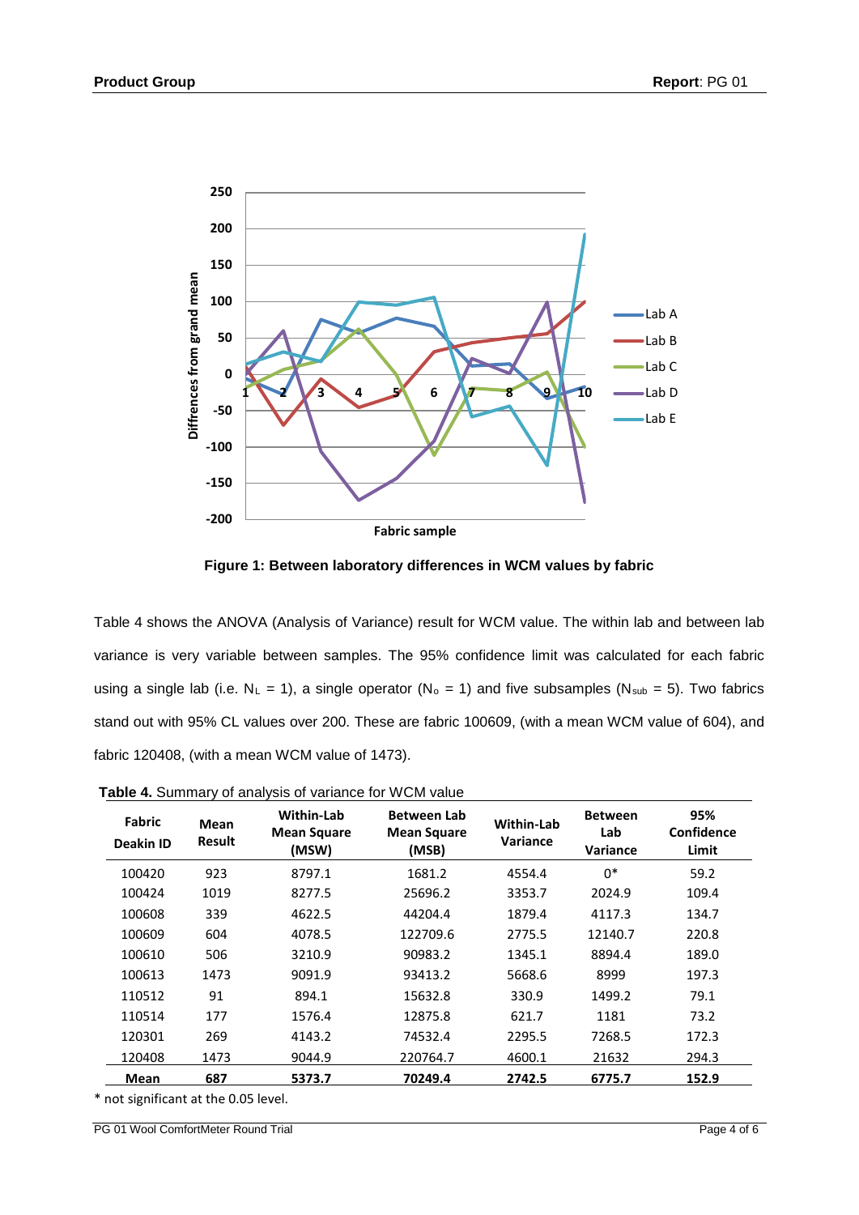**Figure 1: Between laboratory differences in WCM values by fabric**

Table 4 shows the ANOVA (Analysis of Variance) result for WCM value. The within lab and between lab variance is very variable between samples. The 95% confidence limit was calculated for each fabric using a single lab (i.e. $N_L = 1$), a single operator ($N_o = 1$) and five subsamples ($N_{sub} = 5$). Two fabrics stand out with 95% CL values over 200. These are fabric 100609, (with a mean WCM value of 604), and fabric 120408, (with a mean WCM value of 1473).

**Table 4.** Summary of analysis of variance for WCM value

| Fabric Deakin ID | Mean Result | Within-Lab Mean Square (MSW) | Between Lab Mean Square (MSB) | Within-Lab Variance | Between Lab Variance | 95% Confidence Limit |
|---|---|---|---|---|---|---|
| 100420 | 923 | 8797.1 | 1681.2 | 4554.4 | 0* | 59.2 |
| 100424 | 1019 | 8277.5 | 25696.2 | 3353.7 | 2024.9 | 109.4 |
| 100608 | 339 | 4622.5 | 44204.4 | 1879.4 | 4117.3 | 134.7 |
| 100609 | 604 | 4078.5 | 122709.6 | 2775.5 | 12140.7 | 220.8 |
| 100610 | 506 | 3210.9 | 90983.2 | 1345.1 | 8894.4 | 189.0 |
| 100613 | 1473 | 9091.9 | 93413.2 | 5668.6 | 8999 | 197.3 |
| 110512 | 91 | 894.1 | 15632.8 | 330.9 | 1499.2 | 79.1 |
| 110514 | 177 | 1576.4 | 12875.8 | 621.7 | 1181 | 73.2 |
| 120301 | 269 | 4143.2 | 74532.4 | 2295.5 | 7268.5 | 172.3 |
| 120408 | 1473 | 9044.9 | 220764.7 | 4600.1 | 21632 | 294.3 |
| **Mean** | **687** | **5373.7** | **70249.4** | **2742.5** | **6775.7** | **152.9** |

* not significant at the 0.05 level.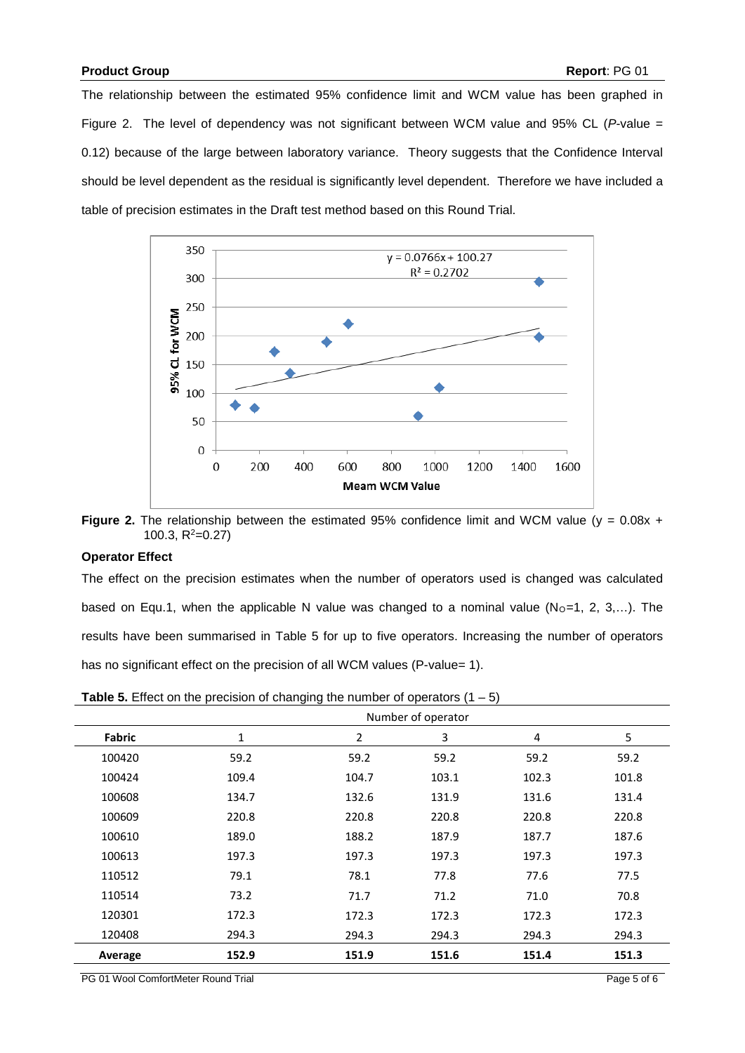The relationship between the estimated 95% confidence limit and WCM value has been graphed in Figure 2. The level of dependency was not significant between WCM value and 95% CL (*P*-value = 0.12) because of the large between laboratory variance. Theory suggests that the Confidence Interval should be level dependent as the residual is significantly level dependent. Therefore we have included a table of precision estimates in the Draft test method based on this Round Trial.

**Figure 2.** The relationship between the estimated 95% confidence limit and WCM value ($y = 0.08x + 100.3$, $R^2=0.27$)

**Operator Effect**

The effect on the precision estimates when the number of operators used is changed was calculated based on Equ.1, when the applicable N value was changed to a nominal value ($N_O=1, 2, 3,\ldots$). The results have been summarised in Table 5 for up to five operators. Increasing the number of operators has no significant effect on the precision of all WCM values (P-value= 1).

**Table 5.** Effect on the precision of changing the number of operators (1 – 5)

| | Number of operator | | | | |
|---|---|---|---|---|---|
| **Fabric** | 1 | 2 | 3 | 4 | 5 |
| 100420 | 59.2 | 59.2 | 59.2 | 59.2 | 59.2 |
| 100424 | 109.4 | 104.7 | 103.1 | 102.3 | 101.8 |
| 100608 | 134.7 | 132.6 | 131.9 | 131.6 | 131.4 |
| 100609 | 220.8 | 220.8 | 220.8 | 220.8 | 220.8 |
| 100610 | 189.0 | 188.2 | 187.9 | 187.7 | 187.6 |
| 100613 | 197.3 | 197.3 | 197.3 | 197.3 | 197.3 |
| 110512 | 79.1 | 78.1 | 77.8 | 77.6 | 77.5 |
| 110514 | 73.2 | 71.7 | 71.2 | 71.0 | 70.8 |
| 120301 | 172.3 | 172.3 | 172.3 | 172.3 | 172.3 |
| 120408 | 294.3 | 294.3 | 294.3 | 294.3 | 294.3 |
| **Average** | **152.9** | **151.9** | **151.6** | **151.4** | **151.3** |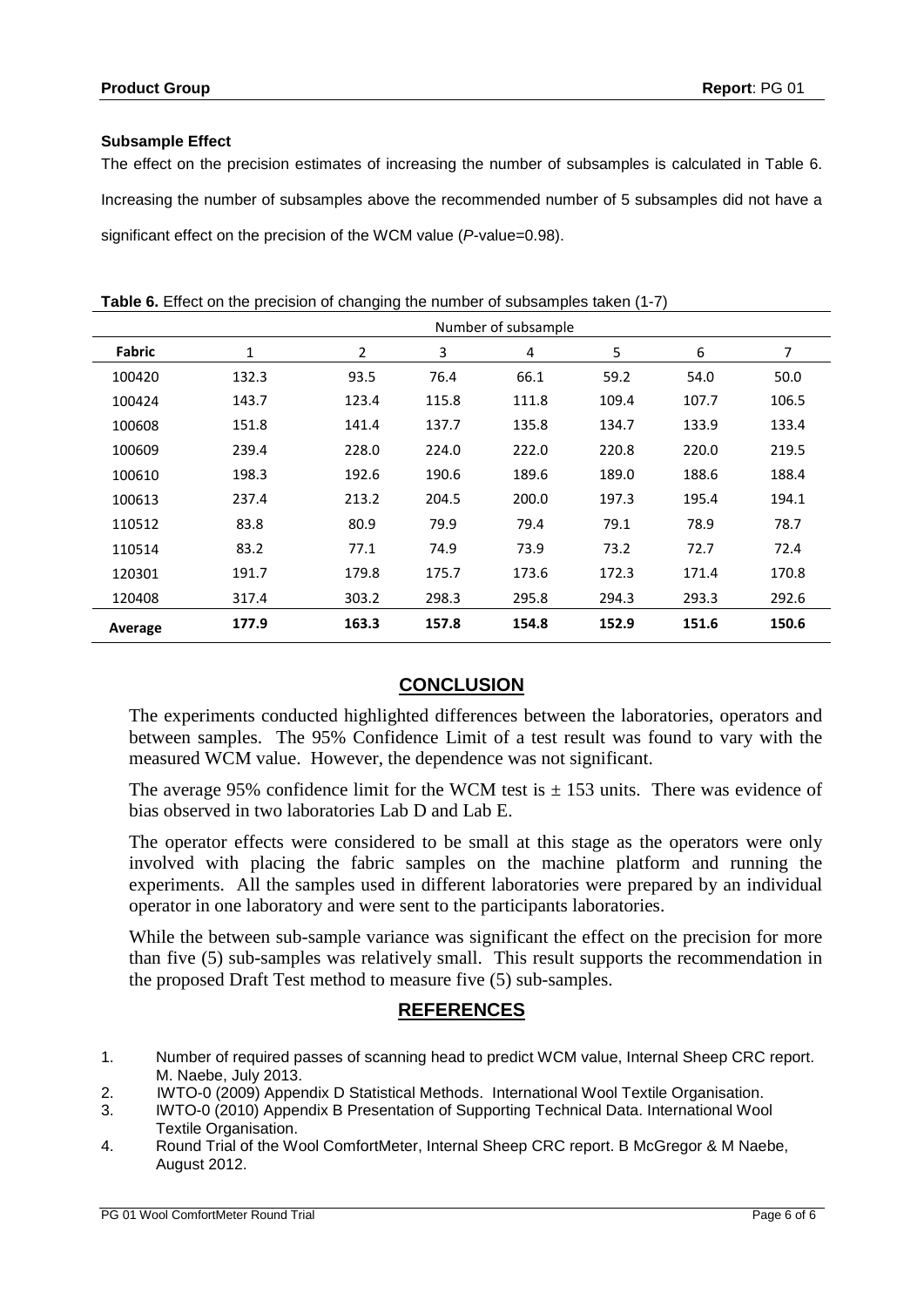### Subsample Effect

The effect on the precision estimates of increasing the number of subsamples is calculated in Table 6. Increasing the number of subsamples above the recommended number of 5 subsamples did not have a significant effect on the precision of the WCM value (*P*-value=0.98).

**Table 6.** Effect on the precision of changing the number of subsamples taken (1-7)

| | Number of subsample | | | | | | |
|---|---|---|---|---|---|---|---|
| **Fabric** | 1 | 2 | 3 | 4 | 5 | 6 | 7 |
| 100420 | 132.3 | 93.5 | 76.4 | 66.1 | 59.2 | 54.0 | 50.0 |
| 100424 | 143.7 | 123.4 | 115.8 | 111.8 | 109.4 | 107.7 | 106.5 |
| 100608 | 151.8 | 141.4 | 137.7 | 135.8 | 134.7 | 133.9 | 133.4 |
| 100609 | 239.4 | 228.0 | 224.0 | 222.0 | 220.8 | 220.0 | 219.5 |
| 100610 | 198.3 | 192.6 | 190.6 | 189.6 | 189.0 | 188.6 | 188.4 |
| 100613 | 237.4 | 213.2 | 204.5 | 200.0 | 197.3 | 195.4 | 194.1 |
| 110512 | 83.8 | 80.9 | 79.9 | 79.4 | 79.1 | 78.9 | 78.7 |
| 110514 | 83.2 | 77.1 | 74.9 | 73.9 | 73.2 | 72.7 | 72.4 |
| 120301 | 191.7 | 179.8 | 175.7 | 173.6 | 172.3 | 171.4 | 170.8 |
| 120408 | 317.4 | 303.2 | 298.3 | 295.8 | 294.3 | 293.3 | 292.6 |
| **Average** | **177.9** | **163.3** | **157.8** | **154.8** | **152.9** | **151.6** | **150.6** |

## CONCLUSION

The experiments conducted highlighted differences between the laboratories, operators and between samples. The 95% Confidence Limit of a test result was found to vary with the measured WCM value. However, the dependence was not significant.

The average 95% confidence limit for the WCM test is ± 153 units. There was evidence of bias observed in two laboratories Lab D and Lab E.

The operator effects were considered to be small at this stage as the operators were only involved with placing the fabric samples on the machine platform and running the experiments. All the samples used in different laboratories were prepared by an individual operator in one laboratory and were sent to the participants laboratories.

While the between sub-sample variance was significant the effect on the precision for more than five (5) sub-samples was relatively small. This result supports the recommendation in the proposed Draft Test method to measure five (5) sub-samples.

## REFERENCES

1. Number of required passes of scanning head to predict WCM value, Internal Sheep CRC report. M. Naebe, July 2013.
2. IWTO-0 (2009) Appendix D Statistical Methods. International Wool Textile Organisation.
3. IWTO-0 (2010) Appendix B Presentation of Supporting Technical Data. International Wool Textile Organisation.
4. Round Trial of the Wool ComfortMeter, Internal Sheep CRC report. B McGregor & M Naebe, August 2012.